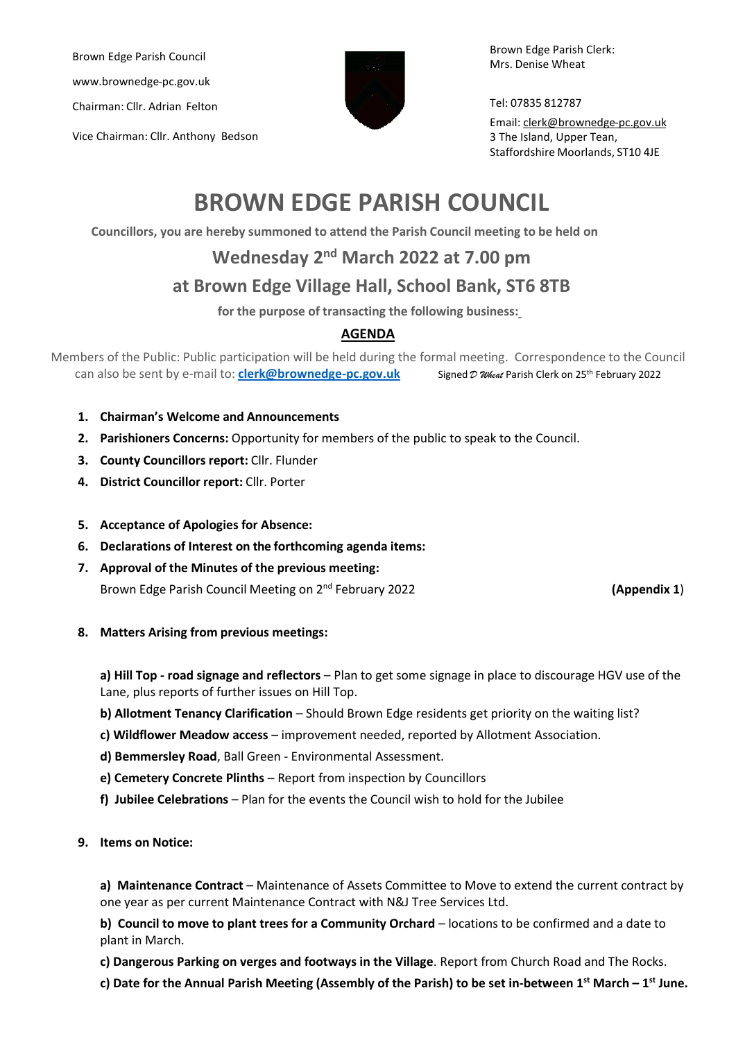Brown Edge Parish Council

www.brownedge-pc.gov.uk

Chairman: Cllr. Adrian Felton

Vice Chairman: Cllr. Anthony Bedson

Brown Edge Parish Clerk:
Mrs. Denise Wheat

Tel: 07835 812787

Email: clerk@brownedge-pc.gov.uk
3 The Island, Upper Tean,
Staffordshire Moorlands, ST10 4JE

# BROWN EDGE PARISH COUNCIL

**Councillors, you are hereby summoned to attend the Parish Council meeting to be held on**

## Wednesday 2nd March 2022 at 7.00 pm

## at Brown Edge Village Hall, School Bank, ST6 8TB

**for the purpose of transacting the following business:**

**AGENDA**

Members of the Public: Public participation will be held during the formal meeting. Correspondence to the Council can also be sent by e-mail to: **clerk@brownedge-pc.gov.uk** Signed *D Wheat* Parish Clerk on 25th February 2022

1. **Chairman's Welcome and Announcements**
2. **Parishioners Concerns:** Opportunity for members of the public to speak to the Council.
3. **County Councillors report:** Cllr. Flunder
4. **District Councillor report:** Cllr. Porter
5. **Acceptance of Apologies for Absence:**
6. **Declarations of Interest on the forthcoming agenda items:**
7. **Approval of the Minutes of the previous meeting:**
   Brown Edge Parish Council Meeting on 2nd February 2022 **(Appendix 1**)
8. **Matters Arising from previous meetings:**

   **a) Hill Top - road signage and reflectors** – Plan to get some signage in place to discourage HGV use of the Lane, plus reports of further issues on Hill Top.

   **b) Allotment Tenancy Clarification** – Should Brown Edge residents get priority on the waiting list?

   **c) Wildflower Meadow access** – improvement needed, reported by Allotment Association.

   **d) Bemmersley Road**, Ball Green - Environmental Assessment.

   **e) Cemetery Concrete Plinths** – Report from inspection by Councillors

   **f) Jubilee Celebrations** – Plan for the events the Council wish to hold for the Jubilee

9. **Items on Notice:**

   **a) Maintenance Contract** – Maintenance of Assets Committee to Move to extend the current contract by one year as per current Maintenance Contract with N&J Tree Services Ltd.

   **b) Council to move to plant trees for a Community Orchard** – locations to be confirmed and a date to plant in March.

   **c) Dangerous Parking on verges and footways in the Village**. Report from Church Road and The Rocks.

   **c) Date for the Annual Parish Meeting (Assembly of the Parish) to be set in-between 1st March – 1st June.**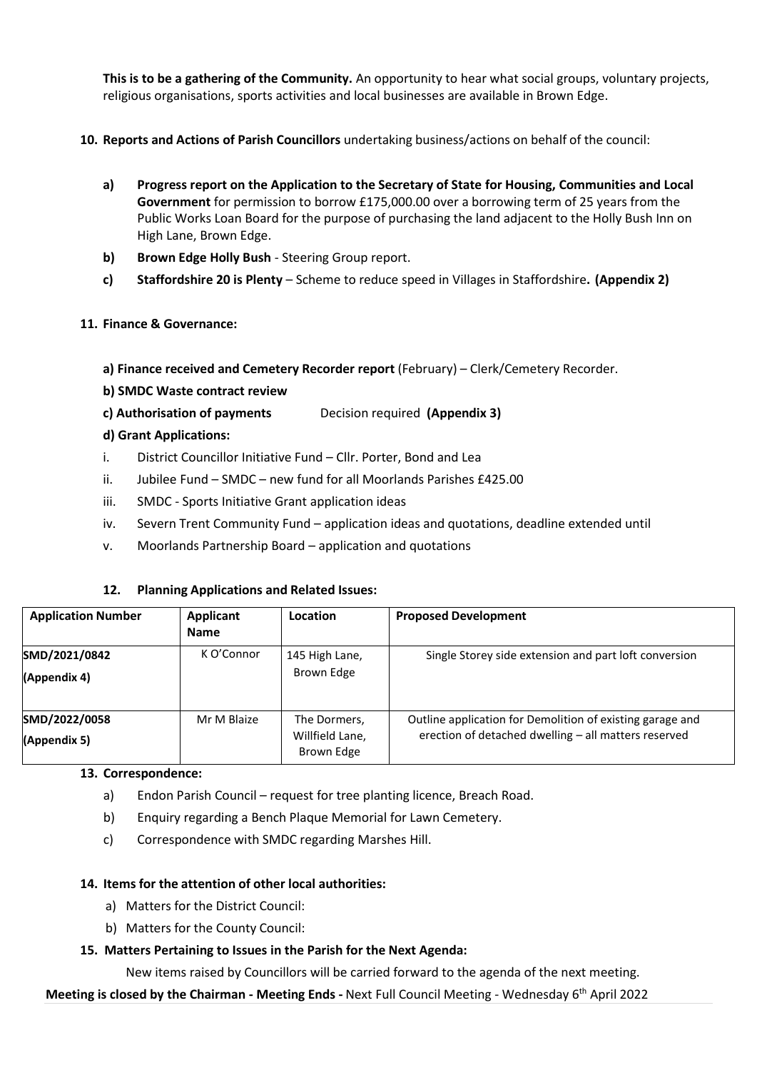**This is to be a gathering of the Community.** An opportunity to hear what social groups, voluntary projects, religious organisations, sports activities and local businesses are available in Brown Edge.

**10. Reports and Actions of Parish Councillors** undertaking business/actions on behalf of the council:

- **a)** **Progress report on the Application to the Secretary of State for Housing, Communities and Local Government** for permission to borrow £175,000.00 over a borrowing term of 25 years from the Public Works Loan Board for the purpose of purchasing the land adjacent to the Holly Bush Inn on High Lane, Brown Edge.
- **b)** **Brown Edge Holly Bush** - Steering Group report.
- **c)** **Staffordshire 20 is Plenty** – Scheme to reduce speed in Villages in Staffordshire**. (Appendix 2)**

**11. Finance & Governance:**

**a) Finance received and Cemetery Recorder report** (February) – Clerk/Cemetery Recorder.

**b) SMDC Waste contract review**

**c) Authorisation of payments** Decision required **(Appendix 3)**

**d) Grant Applications:**

- i. District Councillor Initiative Fund – Cllr. Porter, Bond and Lea
- ii. Jubilee Fund – SMDC – new fund for all Moorlands Parishes £425.00
- iii. SMDC - Sports Initiative Grant application ideas
- iv. Severn Trent Community Fund – application ideas and quotations, deadline extended until
- v. Moorlands Partnership Board – application and quotations

**12. Planning Applications and Related Issues:**

| Application Number | Applicant Name | Location | Proposed Development |
|---|---|---|---|
| **SMD/2021/0842 (Appendix 4)** | K O'Connor | 145 High Lane, Brown Edge | Single Storey side extension and part loft conversion |
| **SMD/2022/0058 (Appendix 5)** | Mr M Blaize | The Dormers, Willfield Lane, Brown Edge | Outline application for Demolition of existing garage and erection of detached dwelling – all matters reserved |

**13. Correspondence:**

- a) Endon Parish Council – request for tree planting licence, Breach Road.
- b) Enquiry regarding a Bench Plaque Memorial for Lawn Cemetery.
- c) Correspondence with SMDC regarding Marshes Hill.

**14. Items for the attention of other local authorities:**

- a) Matters for the District Council:
- b) Matters for the County Council:

**15. Matters Pertaining to Issues in the Parish for the Next Agenda:**

New items raised by Councillors will be carried forward to the agenda of the next meeting.

**Meeting is closed by the Chairman - Meeting Ends -** Next Full Council Meeting - Wednesday 6th April 2022